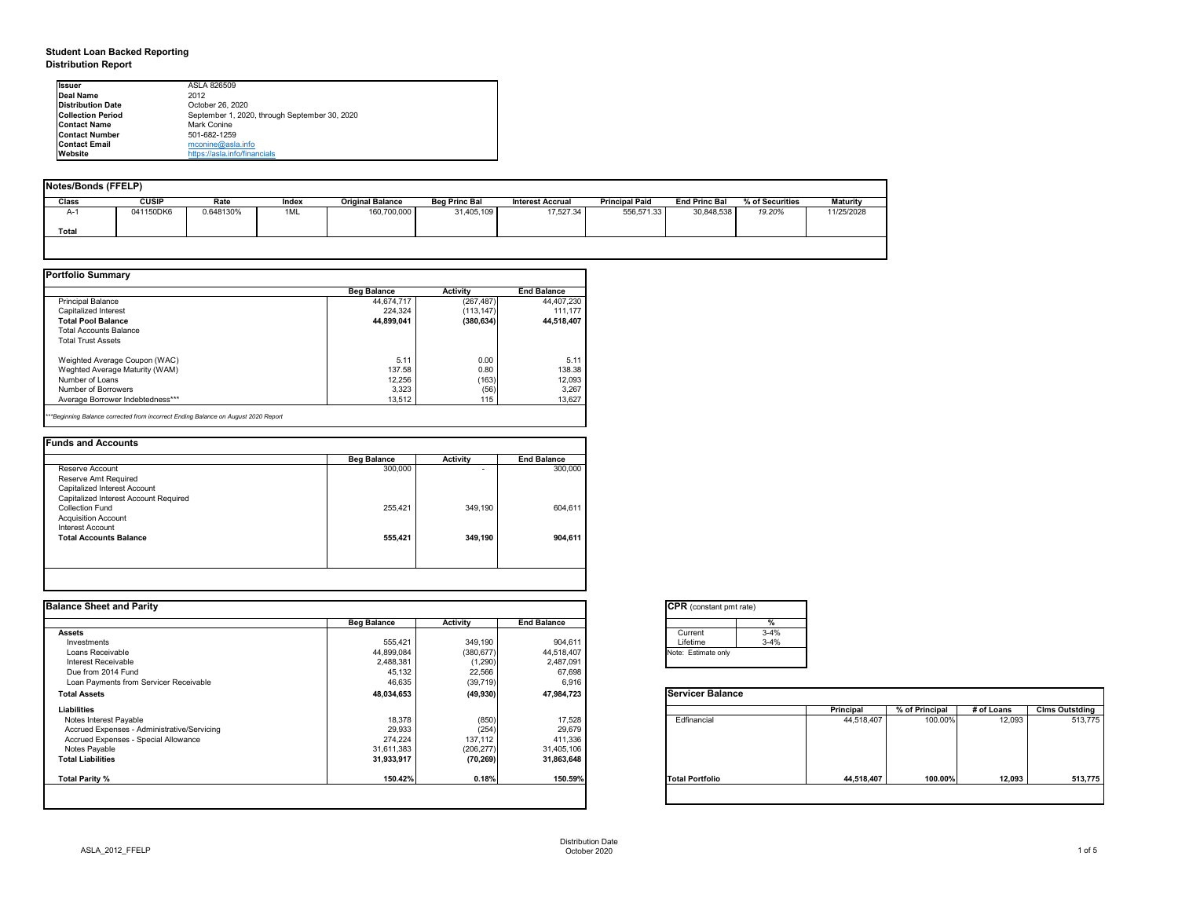# Student Loan Backed Reporting

## Distribution Report

| | |
|---|---|
| **Issuer** | ASLA 826509 |
| **Deal Name** | 2012 |
| **Distribution Date** | October 26, 2020 |
| **Collection Period** | September 1, 2020, through September 30, 2020 |
| **Contact Name** | Mark Conine |
| **Contact Number** | 501-682-1259 |
| **Contact Email** | mconine@asla.info |
| **Website** | https://asla.info/financials |

### Notes/Bonds (FFELP)

| Class | CUSIP | Rate | Index | Original Balance | Beg Princ Bal | Interest Accrual | Principal Paid | End Princ Bal | % of Securities | Maturity |
|---|---|---|---|---|---|---|---|---|---|---|
| A-1 | 041150DK6 | 0.648130% | 1ML | 160,700,000 | 31,405,109 | 17,527.34 | 556,571.33 | 30,848,538 | 19.20% | 11/25/2028 |
| **Total** | | | | | | | | | | |

### Portfolio Summary

| | Beg Balance | Activity | End Balance |
|---|---|---|---|
| Principal Balance | 44,674,717 | (267,487) | 44,407,230 |
| Capitalized Interest | 224,324 | (113,147) | 111,177 |
| **Total Pool Balance** | **44,899,041** | **(380,634)** | **44,518,407** |
| Total Accounts Balance | | | |
| Total Trust Assets | | | |
| | | | |
| Weghted Average Coupon (WAC) | 5.11 | 0.00 | 5.11 |
| Weghted Average Maturity (WAM) | 137.58 | 0.80 | 138.38 |
| Number of Loans | 12,256 | (163) | 12,093 |
| Number of Borrowers | 3,323 | (56) | 3,267 |
| Average Borrower Indebtedness*** | 13,512 | 115 | 13,627 |

***Beginning Balance corrected from incorrect Ending Balance on August 2020 Report

### Funds and Accounts

| | Beg Balance | Activity | End Balance |
|---|---|---|---|
| Reserve Account | 300,000 | - | 300,000 |
| Reserve Amt Required | | | |
| Capitalized Interest Account | | | |
| Capitalized Interest Account Required | | | |
| Collection Fund | 255,421 | 349,190 | 604,611 |
| Acquisition Account | | | |
| Interest Account | | | |
| **Total Accounts Balance** | **555,421** | **349,190** | **904,611** |

### Balance Sheet and Parity

| | Beg Balance | Activity | End Balance |
|---|---|---|---|
| **Assets** | | | |
| Investments | 555,421 | 349,190 | 904,611 |
| Loans Receivable | 44,899,084 | (380,677) | 44,518,407 |
| Interest Receivable | 2,488,381 | (1,290) | 2,487,091 |
| Due from 2014 Fund | 45,132 | 22,566 | 67,698 |
| Loan Payments from Servicer Receivable | 46,635 | (39,719) | 6,916 |
| **Total Assets** | **48,034,653** | **(49,930)** | **47,984,723** |
| **Liabilities** | | | |
| Notes Interest Payable | 18,378 | (850) | 17,528 |
| Accrued Expenses - Administrative/Servicing | 29,933 | (254) | 29,679 |
| Accrued Expenses - Special Allowance | 274,224 | 137,112 | 411,336 |
| Notes Payable | 31,611,383 | (206,277) | 31,405,106 |
| **Total Liabilities** | **31,933,917** | **(70,269)** | **31,863,648** |
| **Total Parity %** | **150.42%** | **0.18%** | **150.59%** |

### CPR (constant pmt rate)

| | % |
|---|---|
| Current | 3-4% |
| Lifetime | 3-4% |

Note: Estimate only

### Servicer Balance

| | Principal | % of Principal | # of Loans | Clms Outstding |
|---|---|---|---|---|
| Edfinancial | 44,518,407 | 100.00% | 12,093 | 513,775 |
| **Total Portfolio** | **44,518,407** | **100.00%** | **12,093** | **513,775** |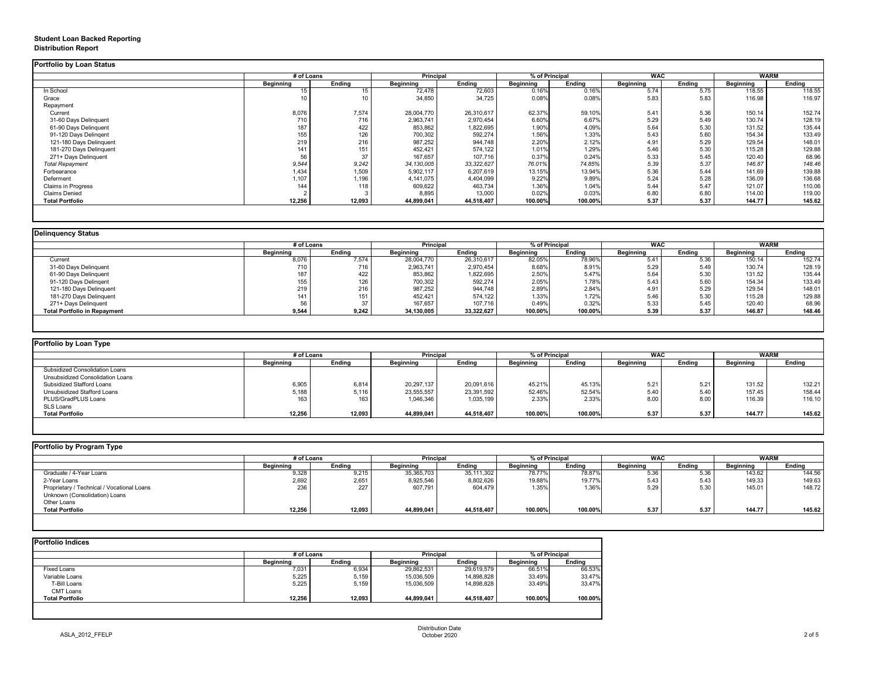**Student Loan Backed Reporting**
**Distribution Report**

### Portfolio by Loan Status

| | # of Loans | | Principal | | % of Principal | | WAC | | WARM | |
|---|---|---|---|---|---|---|---|---|---|---|
| | Beginning | Ending | Beginning | Ending | Beginning | Ending | Beginning | Ending | Beginning | Ending |
| In School | 15 | 15 | 72,478 | 72,603 | 0.16% | 0.16% | 5.74 | 5.75 | 118.55 | 118.55 |
| Grace | 10 | 10 | 34,850 | 34,725 | 0.08% | 0.08% | 5.83 | 5.83 | 116.98 | 116.97 |
| Repayment | | | | | | | | | | |
| Current | 8,076 | 7,574 | 28,004,770 | 26,310,617 | 62.37% | 59.10% | 5.41 | 5.36 | 150.14 | 152.74 |
| 31-60 Days Delinquent | 710 | 716 | 2,963,741 | 2,970,454 | 6.60% | 6.67% | 5.29 | 5.49 | 130.74 | 128.19 |
| 61-90 Days Delinquent | 187 | 422 | 853,862 | 1,822,695 | 1.90% | 4.09% | 5.64 | 5.30 | 131.52 | 135.44 |
| 91-120 Days Delinqent | 155 | 126 | 700,302 | 592,274 | 1.56% | 1.33% | 5.43 | 5.60 | 154.34 | 133.49 |
| 121-180 Days Delinquent | 219 | 216 | 987,252 | 944,748 | 2.20% | 2.12% | 4.91 | 5.29 | 129.54 | 148.01 |
| 181-270 Days Delinquent | 141 | 151 | 452,421 | 574,122 | 1.01% | 1.29% | 5.46 | 5.30 | 115.28 | 129.88 |
| 271+ Days Delinquent | 56 | 37 | 167,657 | 107,716 | 0.37% | 0.24% | 5.33 | 5.45 | 120.40 | 68.96 |
| *Total Repayment* | *9,544* | *9,242* | *34,130,005* | *33,322,627* | *76.01%* | *74.85%* | *5.39* | *5.37* | *146.87* | *148.46* |
| Forbearance | 1,434 | 1,509 | 5,902,117 | 6,207,619 | 13.15% | 13.94% | 5.36 | 5.44 | 141.69 | 139.88 |
| Deferment | 1,107 | 1,196 | 4,141,075 | 4,404,099 | 9.22% | 9.89% | 5.24 | 5.28 | 136.09 | 136.68 |
| Claims in Progress | 144 | 118 | 609,622 | 463,734 | 1.36% | 1.04% | 5.44 | 5.47 | 121.07 | 110.06 |
| Claims Denied | 2 | 3 | 8,895 | 13,000 | 0.02% | 0.03% | 6.80 | 6.80 | 114.00 | 119.00 |
| **Total Portfolio** | **12,256** | **12,093** | **44,899,041** | **44,518,407** | **100.00%** | **100.00%** | **5.37** | **5.37** | **144.77** | **145.62** |

### Delinquency Status

| | # of Loans | | Principal | | % of Principal | | WAC | | WARM | |
|---|---|---|---|---|---|---|---|---|---|---|
| | Beginning | Ending | Beginning | Ending | Beginning | Ending | Beginning | Ending | Beginning | Ending |
| Current | 8,076 | 7,574 | 28,004,770 | 26,310,617 | 82.05% | 78.96% | 5.41 | 5.36 | 150.14 | 152.74 |
| 31-60 Days Delinquent | 710 | 716 | 2,963,741 | 2,970,454 | 8.68% | 8.91% | 5.29 | 5.49 | 130.74 | 128.19 |
| 61-90 Days Delinquent | 187 | 422 | 853,862 | 1,822,695 | 2.50% | 5.47% | 5.64 | 5.30 | 131.52 | 135.44 |
| 91-120 Days Delinqent | 155 | 126 | 700,302 | 592,274 | 2.05% | 1.78% | 5.43 | 5.60 | 154.34 | 133.49 |
| 121-180 Days Delinquent | 219 | 216 | 987,252 | 944,748 | 2.89% | 2.84% | 4.91 | 5.29 | 129.54 | 148.01 |
| 181-270 Days Delinquent | 141 | 151 | 452,421 | 574,122 | 1.33% | 1.72% | 5.46 | 5.30 | 115.28 | 129.88 |
| 271+ Days Delinquent | 56 | 37 | 167,657 | 107,716 | 0.49% | 0.32% | 5.33 | 5.45 | 120.40 | 68.96 |
| **Total Portfolio in Repayment** | **9,544** | **9,242** | **34,130,005** | **33,322,627** | **100.00%** | **100.00%** | **5.39** | **5.37** | **146.87** | **148.46** |

### Portfolio by Loan Type

| | # of Loans | | Principal | | % of Principal | | WAC | | WARM | |
|---|---|---|---|---|---|---|---|---|---|---|
| | Beginning | Ending | Beginning | Ending | Beginning | Ending | Beginning | Ending | Beginning | Ending |
| Subsidized Consolidation Loans | | | | | | | | | | |
| Unsubsidized Consolidation Loans | | | | | | | | | | |
| Subsidized Stafford Loans | 6,905 | 6,814 | 20,297,137 | 20,091,616 | 45.21% | 45.13% | 5.21 | 5.21 | 131.52 | 132.21 |
| Unsubsidized Stafford Loans | 5,188 | 5,116 | 23,555,557 | 23,391,592 | 52.46% | 52.54% | 5.40 | 5.40 | 157.45 | 158.44 |
| PLUS/GradPLUS Loans | 163 | 163 | 1,046,346 | 1,035,199 | 2.33% | 2.33% | 8.00 | 8.00 | 116.39 | 116.10 |
| SLS Loans | | | | | | | | | | |
| **Total Portfolio** | **12,256** | **12,093** | **44,899,041** | **44,518,407** | **100.00%** | **100.00%** | **5.37** | **5.37** | **144.77** | **145.62** |

### Portfolio by Program Type

| | # of Loans | | Principal | | % of Principal | | WAC | | WARM | |
|---|---|---|---|---|---|---|---|---|---|---|
| | Beginning | Ending | Beginning | Ending | Beginning | Ending | Beginning | Ending | Beginning | Ending |
| Graduate / 4-Year Loans | 9,328 | 9,215 | 35,365,703 | 35,111,302 | 78.77% | 78.87% | 5.36 | 5.36 | 143.62 | 144.56 |
| 2-Year Loans | 2,692 | 2,651 | 8,925,546 | 8,802,626 | 19.88% | 19.77% | 5.43 | 5.43 | 149.33 | 149.63 |
| Proprietary / Technical / Vocational Loans | 236 | 227 | 607,791 | 604,479 | 1.35% | 1.36% | 5.29 | 5.30 | 145.01 | 148.72 |
| Unknown (Consolidation) Loans | | | | | | | | | | |
| Other Loans | | | | | | | | | | |
| **Total Portfolio** | **12,256** | **12,093** | **44,899,041** | **44,518,407** | **100.00%** | **100.00%** | **5.37** | **5.37** | **144.77** | **145.62** |

### Portfolio Indices

| | # of Loans | | Principal | | % of Principal | |
|---|---|---|---|---|---|---|
| | Beginning | Ending | Beginning | Ending | Beginning | Ending |
| Fixed Loans | 7,031 | 6,934 | 29,862,531 | 29,619,579 | 66.51% | 66.53% |
| Variable Loans | 5,225 | 5,159 | 15,036,509 | 14,898,828 | 33.49% | 33.47% |
| T-Bill Loans | 5,225 | 5,159 | 15,036,509 | 14,898,828 | 33.49% | 33.47% |
| CMT Loans | | | | | | |
| **Total Portfolio** | **12,256** | **12,093** | **44,899,041** | **44,518,407** | **100.00%** | **100.00%** |

ASLA_2012_FFELP

Distribution Date
October 2020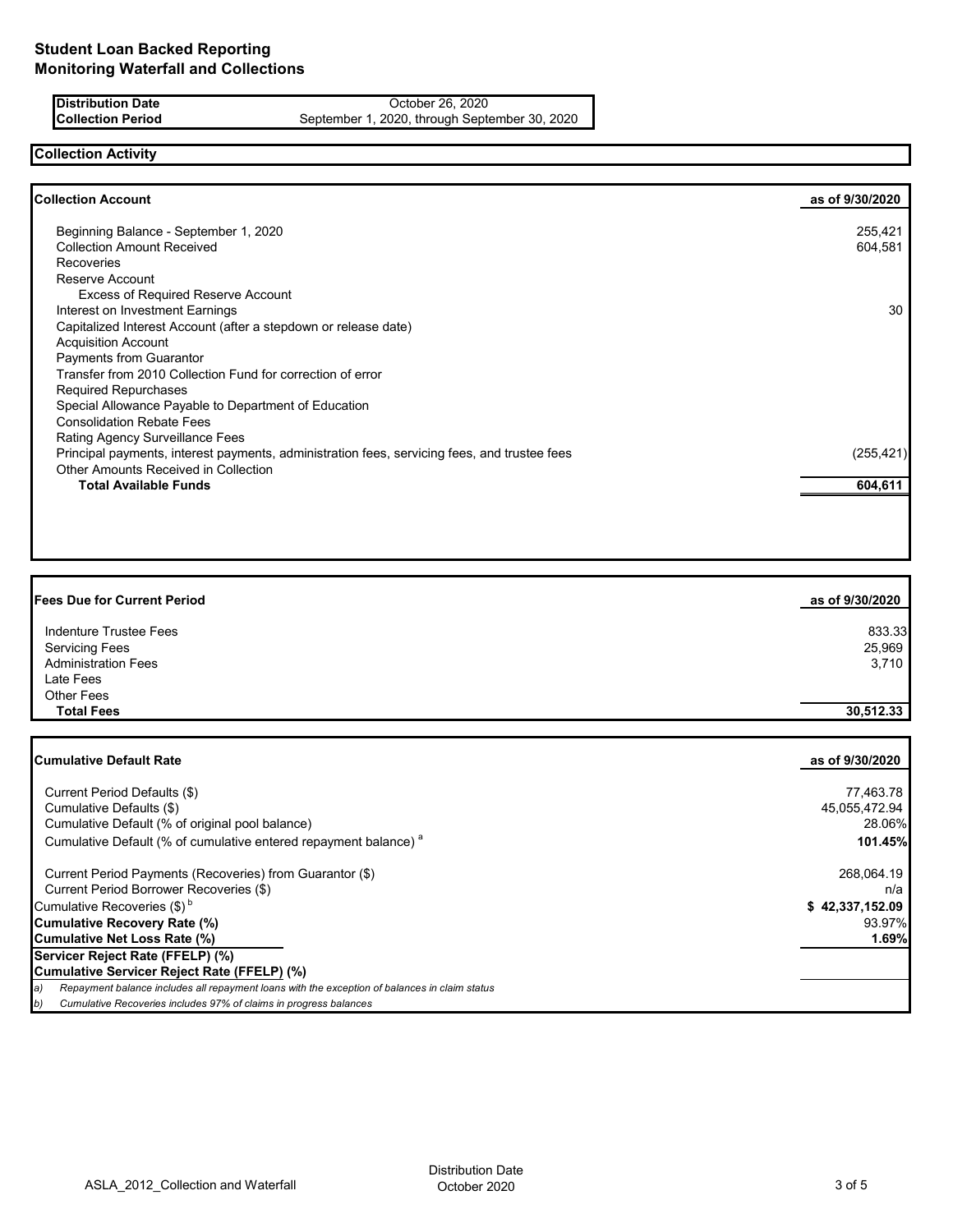# Student Loan Backed Reporting
# Monitoring Waterfall and Collections

| | |
|---|---|
| **Distribution Date** | October 26, 2020 |
| **Collection Period** | September 1, 2020, through September 30, 2020 |

## Collection Activity

| **Collection Account** | **as of 9/30/2020** |
|---|---|
| Beginning Balance - September 1, 2020 | 255,421 |
| Collection Amount Received | 604,581 |
| Recoveries | |
| Reserve Account | |
| Excess of Required Reserve Account | |
| Interest on Investment Earnings | 30 |
| Capitalized Interest Account (after a stepdown or release date) | |
| Acquisition Account | |
| Payments from Guarantor | |
| Transfer from 2010 Collection Fund for correction of error | |
| Required Repurchases | |
| Special Allowance Payable to Department of Education | |
| Consolidation Rebate Fees | |
| Rating Agency Surveillance Fees | |
| Principal payments, interest payments, administration fees, servicing fees, and trustee fees | (255,421) |
| Other Amounts Received in Collection | |
| **Total Available Funds** | **604,611** |

| **Fees Due for Current Period** | **as of 9/30/2020** |
|---|---|
| Indenture Trustee Fees | 833.33 |
| Servicing Fees | 25,969 |
| Administration Fees | 3,710 |
| Late Fees | |
| Other Fees | |
| **Total Fees** | **30,512.33** |

| **Cumulative Default Rate** | **as of 9/30/2020** |
|---|---|
| Current Period Defaults ($) | 77,463.78 |
| Cumulative Defaults ($) | 45,055,472.94 |
| Cumulative Default (% of original pool balance) | 28.06% |
| Cumulative Default (% of cumulative entered repayment balance) [a] | **101.45%** |
| Current Period Payments (Recoveries) from Guarantor ($) | 268,064.19 |
| Current Period Borrower Recoveries ($) | n/a |
| Cumulative Recoveries ($) [b] | **$ 42,337,152.09** |
| **Cumulative Recovery Rate (%)** | 93.97% |
| **Cumulative Net Loss Rate (%)** | **1.69%** |
| **Servicer Reject Rate (FFELP) (%)** | |
| **Cumulative Servicer Reject Rate (FFELP) (%)** | |

*a) Repayment balance includes all repayment loans with the exception of balances in claim status*

*b) Cumulative Recoveries includes 97% of claims in progress balances*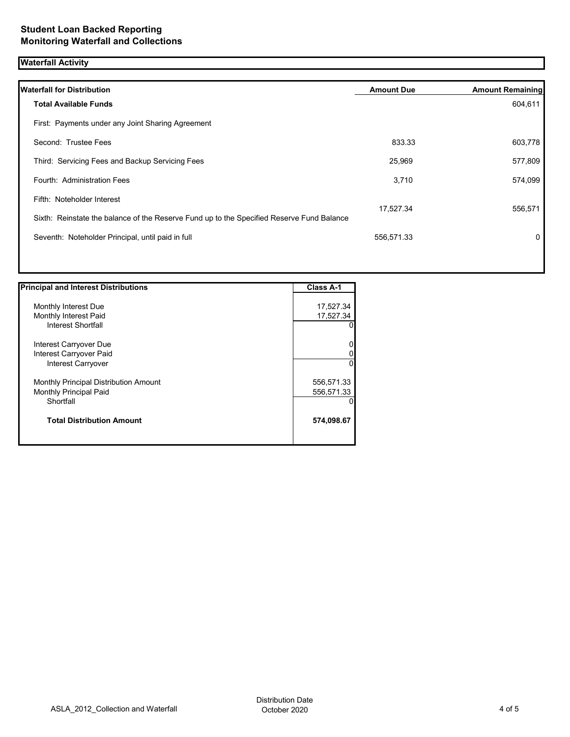# Student Loan Backed Reporting
## Monitoring Waterfall and Collections

### Waterfall Activity

| Waterfall for Distribution | Amount Due | Amount Remaining |
|---|---|---|
| **Total Available Funds** | | 604,611 |
| First: Payments under any Joint Sharing Agreement | | |
| Second: Trustee Fees | 833.33 | 603,778 |
| Third: Servicing Fees and Backup Servicing Fees | 25,969 | 577,809 |
| Fourth: Administration Fees | 3,710 | 574,099 |
| Fifth: Noteholder Interest | 17,527.34 | 556,571 |
| Sixth: Reinstate the balance of the Reserve Fund up to the Specified Reserve Fund Balance | | |
| Seventh: Noteholder Principal, until paid in full | 556,571.33 | 0 |

| Principal and Interest Distributions | Class A-1 |
|---|---|
| Monthly Interest Due | 17,527.34 |
| Monthly Interest Paid | 17,527.34 |
| Interest Shortfall | 0 |
| Interest Carryover Due | 0 |
| Interest Carryover Paid | 0 |
| Interest Carryover | 0 |
| Monthly Principal Distribution Amount | 556,571.33 |
| Monthly Principal Paid | 556,571.33 |
| Shortfall | 0 |
| **Total Distribution Amount** | **574,098.67** |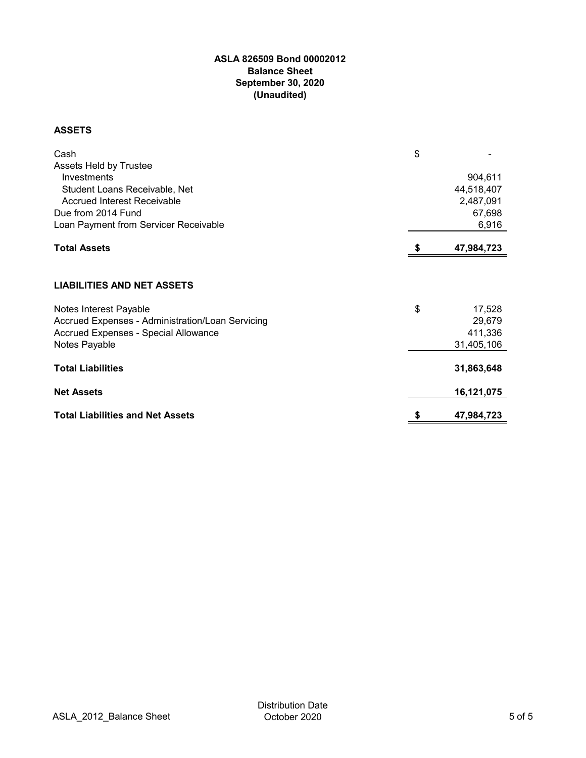**ASLA 826509 Bond 00002012**
**Balance Sheet**
**September 30, 2020**
**(Unaudited)**

**ASSETS**

| | | |
|---|---|---|
| Cash | $ | - |
| Assets Held by Trustee | | |
| Investments | | 904,611 |
| Student Loans Receivable, Net | | 44,518,407 |
| Accrued Interest Receivable | | 2,487,091 |
| Due from 2014 Fund | | 67,698 |
| Loan Payment from Servicer Receivable | | 6,916 |
| **Total Assets** | **$** | **47,984,723** |

**LIABILITIES AND NET ASSETS**

| | | |
|---|---|---|
| Notes Interest Payable | $ | 17,528 |
| Accrued Expenses - Administration/Loan Servicing | | 29,679 |
| Accrued Expenses - Special Allowance | | 411,336 |
| Notes Payable | | 31,405,106 |
| **Total Liabilities** | | **31,863,648** |
| **Net Assets** | | **16,121,075** |
| **Total Liabilities and Net Assets** | **$** | **47,984,723** |

ASLA_2012_Balance Sheet

Distribution Date
October 2020